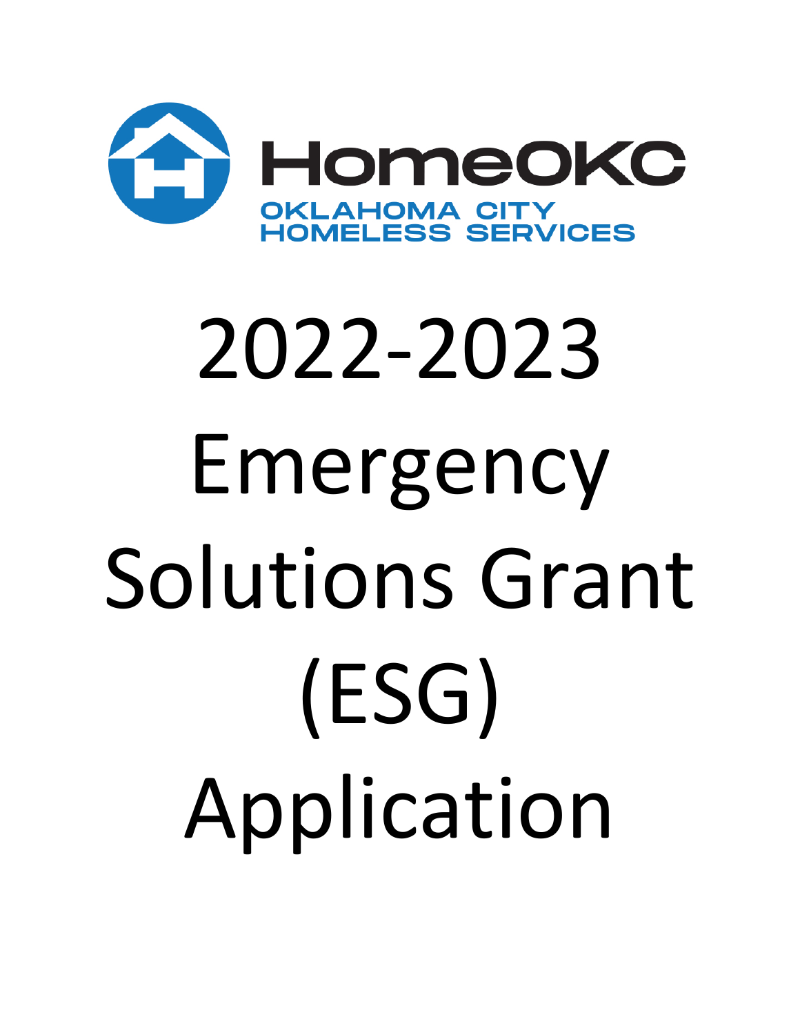HomeOKC

OKLAHOMA CITY HOMELESS SERVICES

# 2022-2023 Emergency Solutions Grant (ESG) Application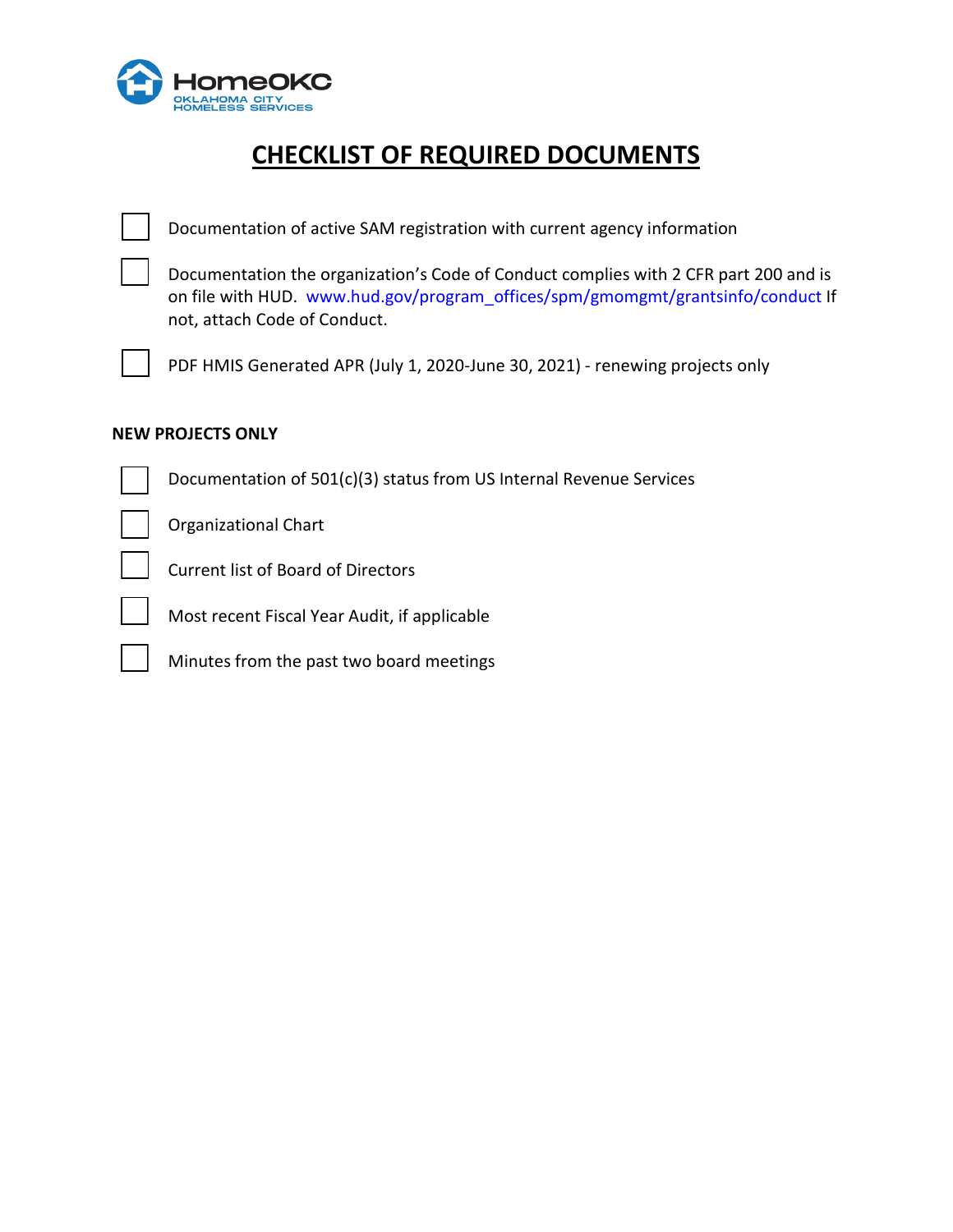HomeOKC
OKLAHOMA CITY HOMELESS SERVICES

# CHECKLIST OF REQUIRED DOCUMENTS

- [ ] Documentation of active SAM registration with current agency information
- [ ] Documentation the organization's Code of Conduct complies with 2 CFR part 200 and is on file with HUD. www.hud.gov/program_offices/spm/gmomgmt/grantsinfo/conduct If not, attach Code of Conduct.
- [ ] PDF HMIS Generated APR (July 1, 2020-June 30, 2021) - renewing projects only

**NEW PROJECTS ONLY**

- [ ] Documentation of 501(c)(3) status from US Internal Revenue Services
- [ ] Organizational Chart
- [ ] Current list of Board of Directors
- [ ] Most recent Fiscal Year Audit, if applicable
- [ ] Minutes from the past two board meetings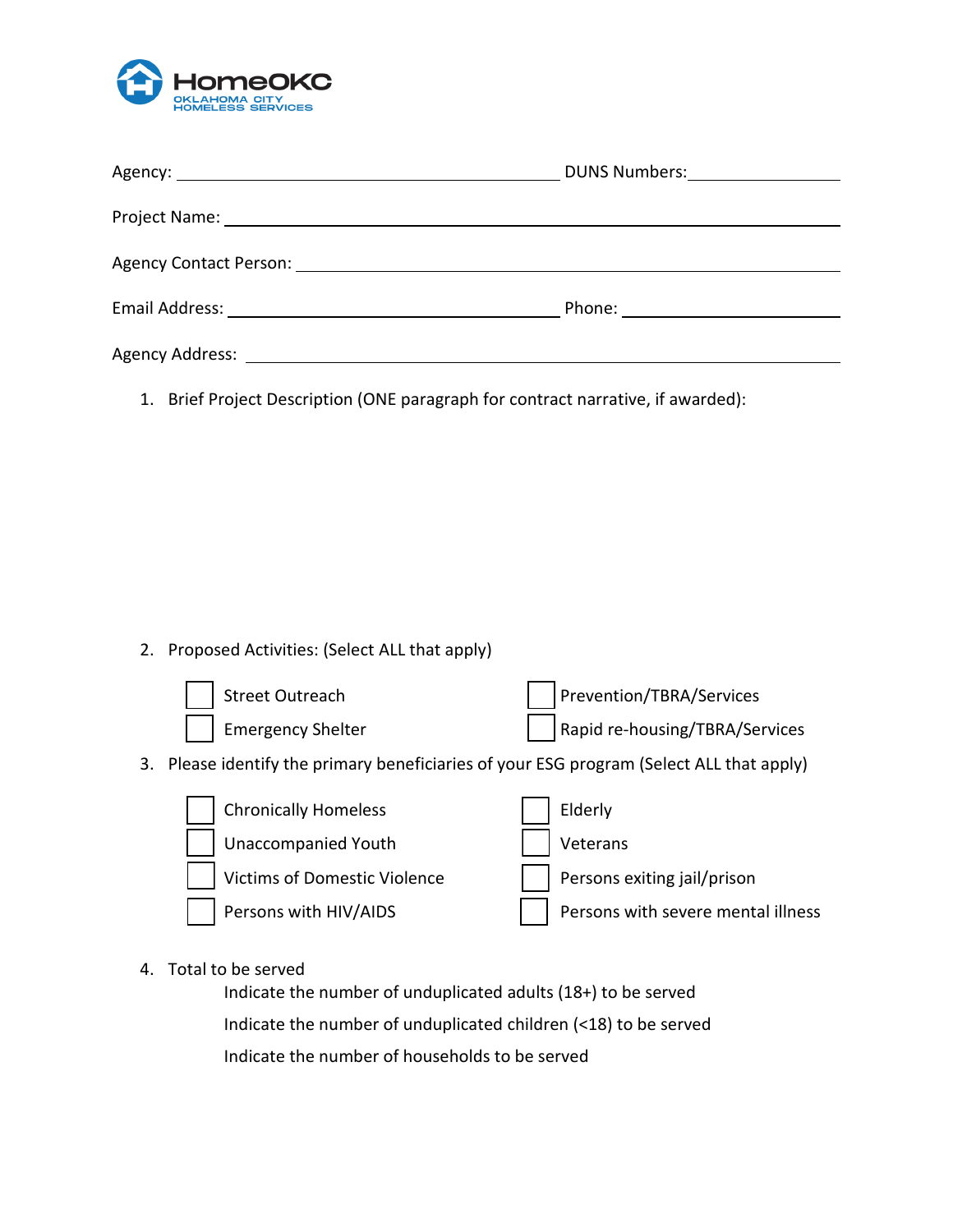Agency: ______________________________ DUNS Numbers: ________________

Project Name: ____________________________________________

Agency Contact Person: ____________________________________

Email Address: __________________________ Phone: ________________

Agency Address: __________________________________________

1. Brief Project Description (ONE paragraph for contract narrative, if awarded):

2. Proposed Activities: (Select ALL that apply)

   - ☐ Street Outreach
   - ☐ Emergency Shelter
   - ☐ Prevention/TBRA/Services
   - ☐ Rapid re-housing/TBRA/Services

3. Please identify the primary beneficiaries of your ESG program (Select ALL that apply)

   - ☐ Chronically Homeless
   - ☐ Unaccompanied Youth
   - ☐ Victims of Domestic Violence
   - ☐ Persons with HIV/AIDS
   - ☐ Elderly
   - ☐ Veterans
   - ☐ Persons exiting jail/prison
   - ☐ Persons with severe mental illness

4. Total to be served

   Indicate the number of unduplicated adults (18+) to be served

   Indicate the number of unduplicated children (<18) to be served

   Indicate the number of households to be served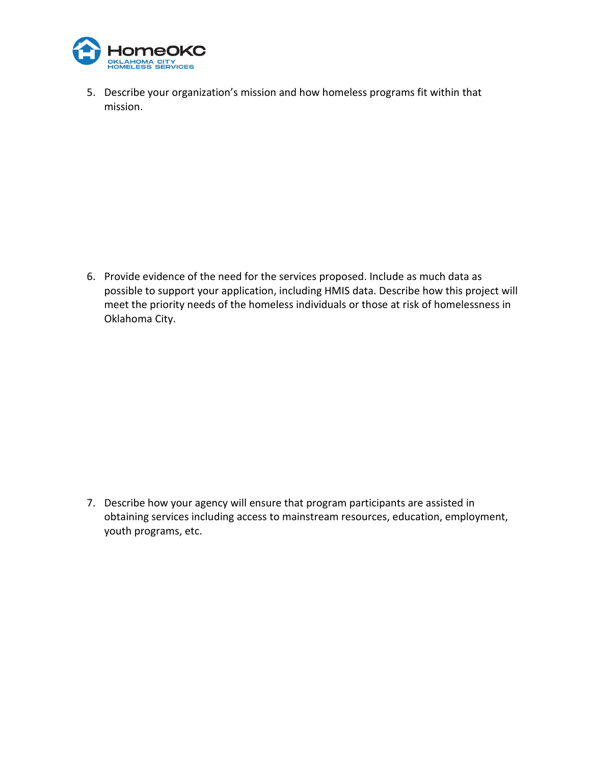5. Describe your organization's mission and how homeless programs fit within that mission.

6. Provide evidence of the need for the services proposed. Include as much data as possible to support your application, including HMIS data. Describe how this project will meet the priority needs of the homeless individuals or those at risk of homelessness in Oklahoma City.

7. Describe how your agency will ensure that program participants are assisted in obtaining services including access to mainstream resources, education, employment, youth programs, etc.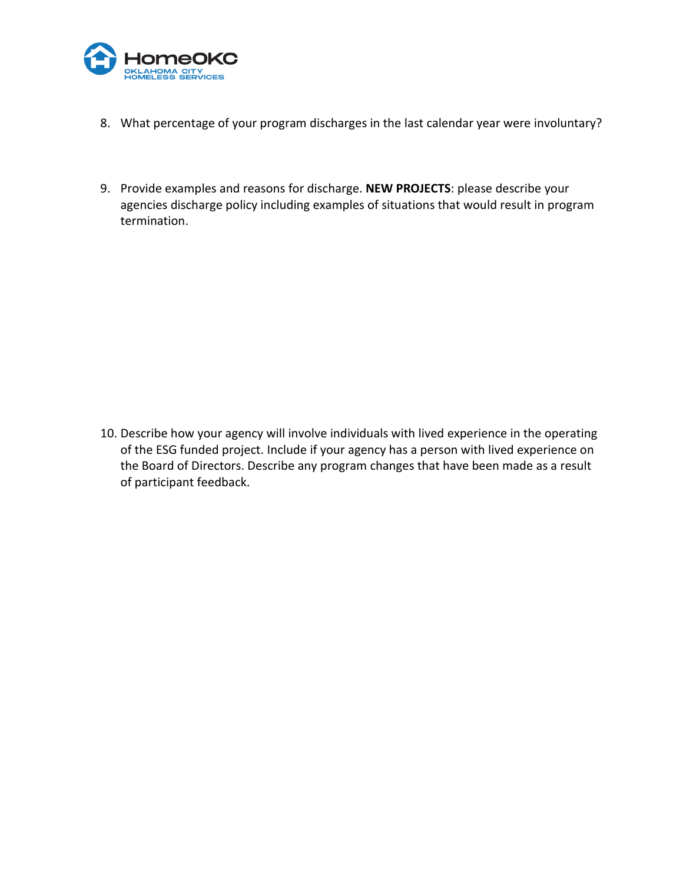8. What percentage of your program discharges in the last calendar year were involuntary?

9. Provide examples and reasons for discharge. **NEW PROJECTS**: please describe your agencies discharge policy including examples of situations that would result in program termination.

10. Describe how your agency will involve individuals with lived experience in the operating of the ESG funded project. Include if your agency has a person with lived experience on the Board of Directors. Describe any program changes that have been made as a result of participant feedback.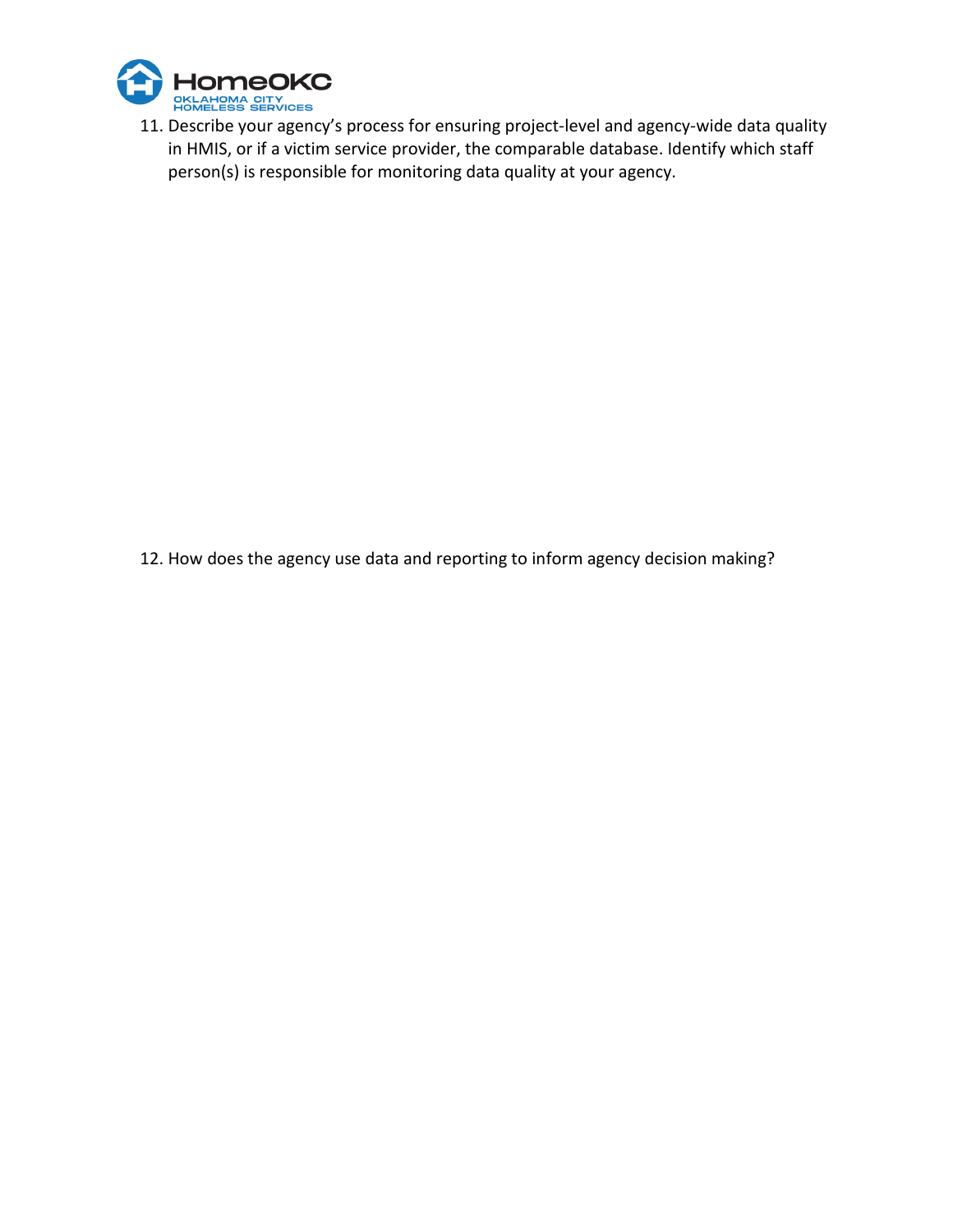11. Describe your agency's process for ensuring project-level and agency-wide data quality in HMIS, or if a victim service provider, the comparable database. Identify which staff person(s) is responsible for monitoring data quality at your agency.

12. How does the agency use data and reporting to inform agency decision making?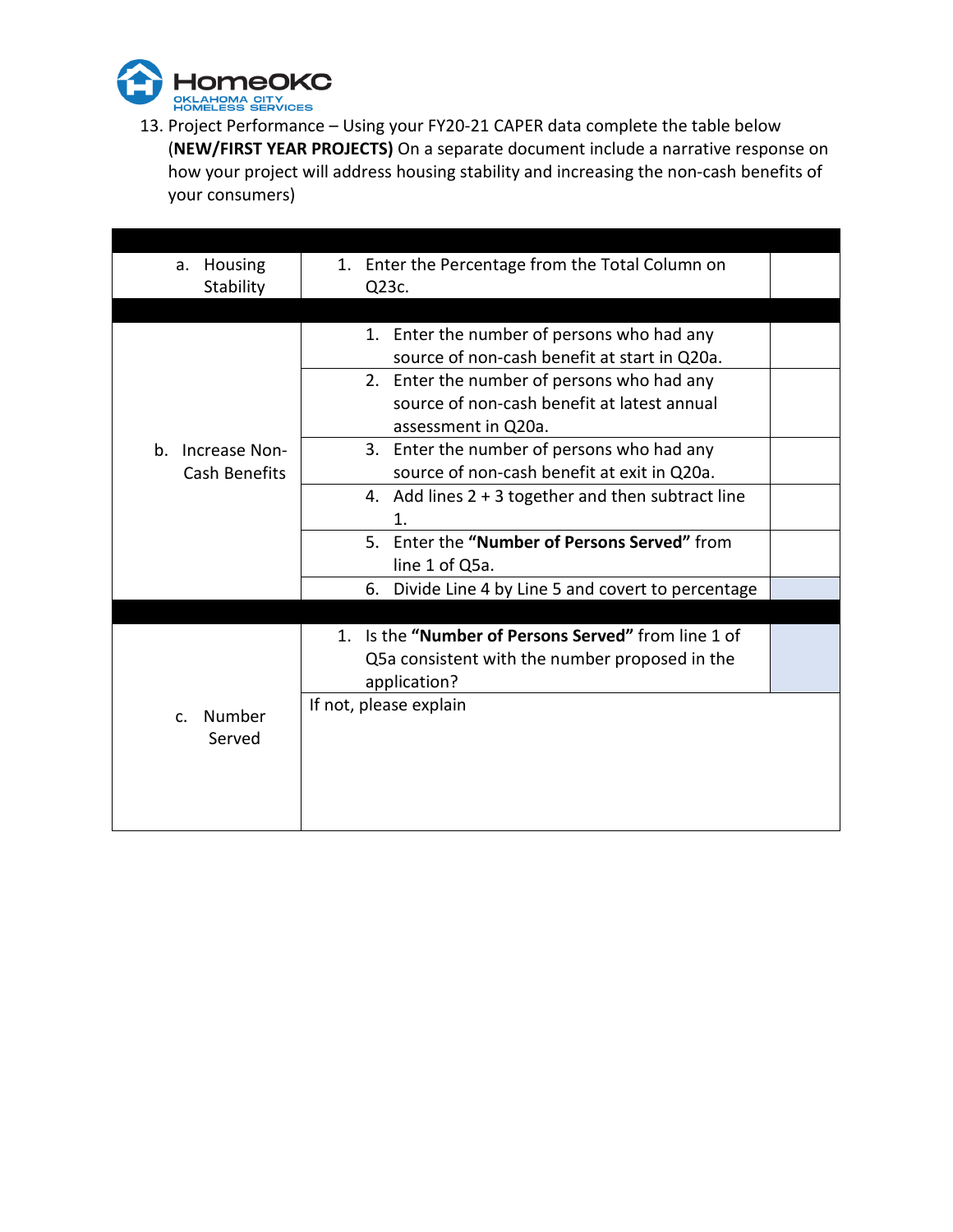13. Project Performance – Using your FY20-21 CAPER data complete the table below (**NEW/FIRST YEAR PROJECTS)** On a separate document include a narrative response on how your project will address housing stability and increasing the non-cash benefits of your consumers)

| | | |
|---|---|---|
| a. Housing Stability | 1. Enter the Percentage from the Total Column on Q23c. | |
| | | |
| b. Increase Non-Cash Benefits | 1. Enter the number of persons who had any source of non-cash benefit at start in Q20a. | |
| | 2. Enter the number of persons who had any source of non-cash benefit at latest annual assessment in Q20a. | |
| | 3. Enter the number of persons who had any source of non-cash benefit at exit in Q20a. | |
| | 4. Add lines 2 + 3 together and then subtract line 1. | |
| | 5. Enter the **"Number of Persons Served"** from line 1 of Q5a. | |
| | 6. Divide Line 4 by Line 5 and covert to percentage | |
| | | |
| c. Number Served | 1. Is the **"Number of Persons Served"** from line 1 of Q5a consistent with the number proposed in the application? | |
| | If not, please explain | |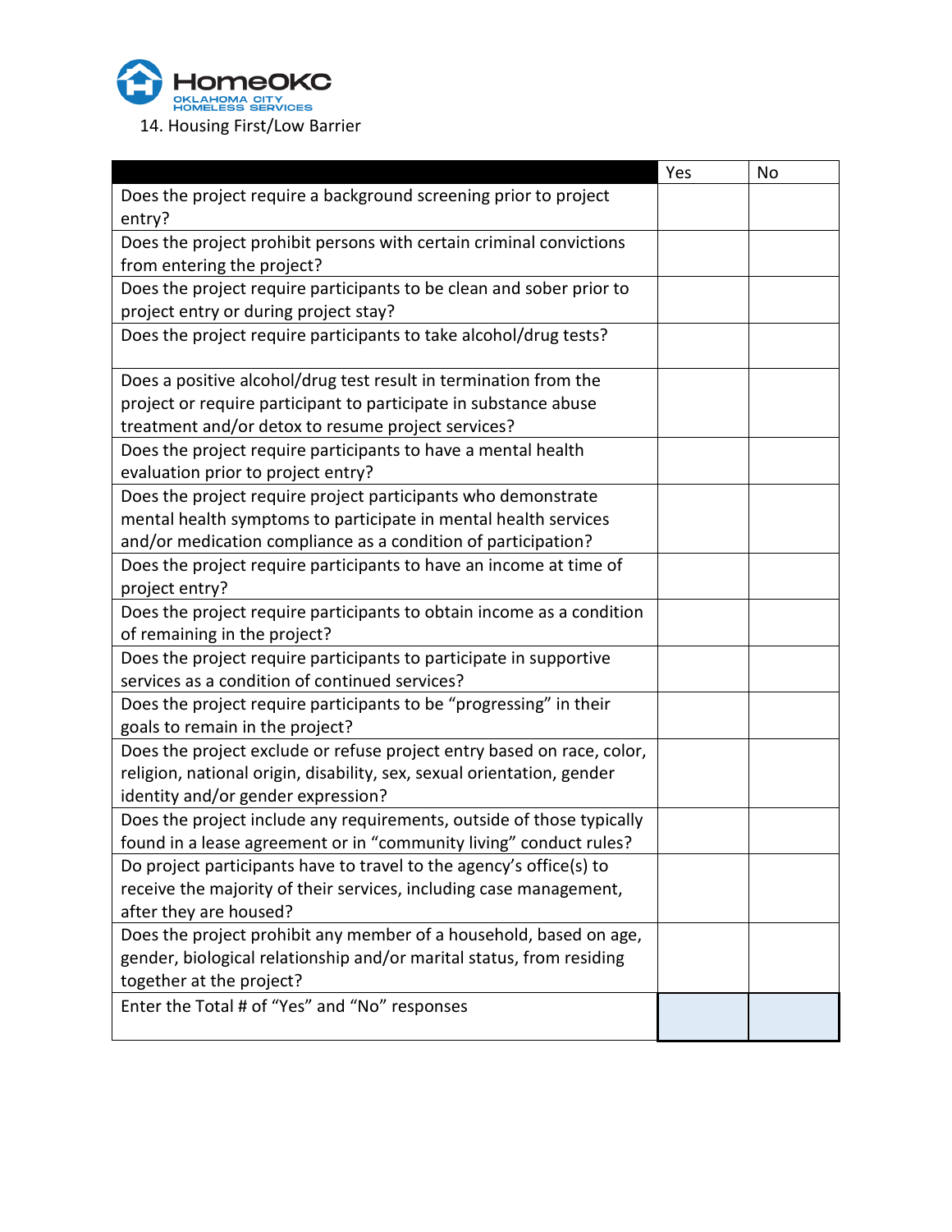HomeOKC
OKLAHOMA CITY HOMELESS SERVICES

14. Housing First/Low Barrier

| | Yes | No |
|---|---|---|
| Does the project require a background screening prior to project entry? | | |
| Does the project prohibit persons with certain criminal convictions from entering the project? | | |
| Does the project require participants to be clean and sober prior to project entry or during project stay? | | |
| Does the project require participants to take alcohol/drug tests? | | |
| Does a positive alcohol/drug test result in termination from the project or require participant to participate in substance abuse treatment and/or detox to resume project services? | | |
| Does the project require participants to have a mental health evaluation prior to project entry? | | |
| Does the project require project participants who demonstrate mental health symptoms to participate in mental health services and/or medication compliance as a condition of participation? | | |
| Does the project require participants to have an income at time of project entry? | | |
| Does the project require participants to obtain income as a condition of remaining in the project? | | |
| Does the project require participants to participate in supportive services as a condition of continued services? | | |
| Does the project require participants to be "progressing" in their goals to remain in the project? | | |
| Does the project exclude or refuse project entry based on race, color, religion, national origin, disability, sex, sexual orientation, gender identity and/or gender expression? | | |
| Does the project include any requirements, outside of those typically found in a lease agreement or in "community living" conduct rules? | | |
| Do project participants have to travel to the agency's office(s) to receive the majority of their services, including case management, after they are housed? | | |
| Does the project prohibit any member of a household, based on age, gender, biological relationship and/or marital status, from residing together at the project? | | |
| Enter the Total # of "Yes" and "No" responses | | |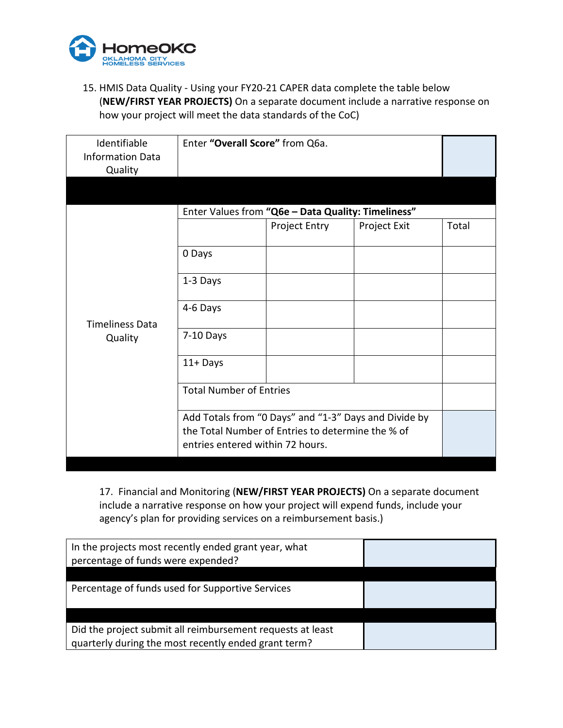15. HMIS Data Quality - Using your FY20-21 CAPER data complete the table below (**NEW/FIRST YEAR PROJECTS)** On a separate document include a narrative response on how your project will meet the data standards of the CoC)

| | | | | |
|---|---|---|---|---|
| Identifiable Information Data Quality | Enter **"Overall Score"** from Q6a. | | | |
| | | | | |
| Timeliness Data Quality | Enter Values from **"Q6e – Data Quality: Timeliness"** | | | |
| | | Project Entry | Project Exit | Total |
| | 0 Days | | | |
| | 1-3 Days | | | |
| | 4-6 Days | | | |
| | 7-10 Days | | | |
| | 11+ Days | | | |
| | Total Number of Entries | | | |
| | Add Totals from "0 Days" and "1-3" Days and Divide by the Total Number of Entries to determine the % of entries entered within 72 hours. | | | |

17. Financial and Monitoring (**NEW/FIRST YEAR PROJECTS)** On a separate document include a narrative response on how your project will expend funds, include your agency's plan for providing services on a reimbursement basis.)

| | |
|---|---|
| In the projects most recently ended grant year, what percentage of funds were expended? | |
| | |
| Percentage of funds used for Supportive Services | |
| | |
| Did the project submit all reimbursement requests at least quarterly during the most recently ended grant term? | |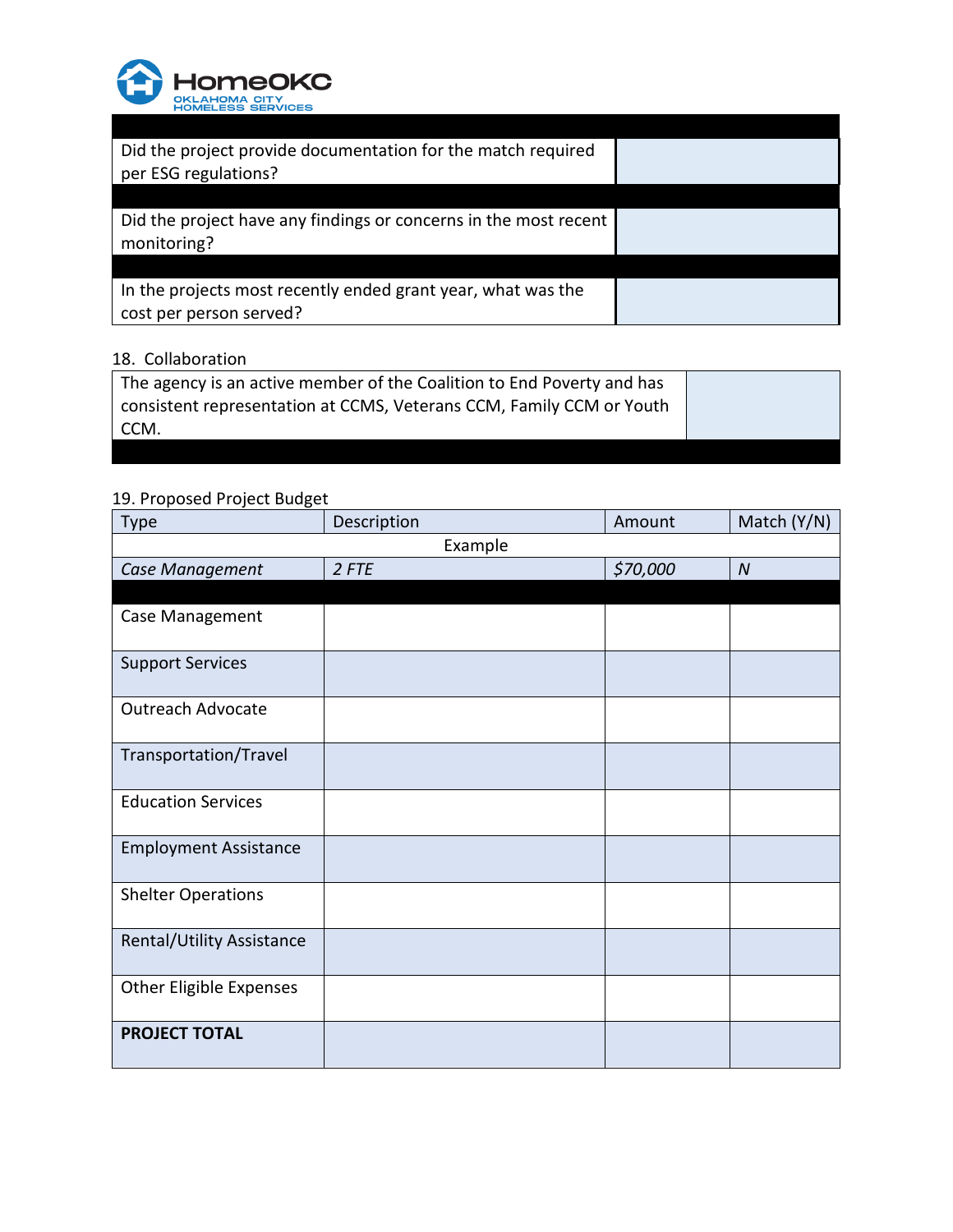| | |
|---|---|
| Did the project provide documentation for the match required per ESG regulations? | |
| Did the project have any findings or concerns in the most recent monitoring? | |
| In the projects most recently ended grant year, what was the cost per person served? | |

18. Collaboration

| | |
|---|---|
| The agency is an active member of the Coalition to End Poverty and has consistent representation at CCMS, Veterans CCM, Family CCM or Youth CCM. | |

19. Proposed Project Budget

| Type | Description | Amount | Match (Y/N) |
|---|---|---|---|
| Example | | | |
| *Case Management* | *2 FTE* | *$70,000* | *N* |
| Case Management | | | |
| Support Services | | | |
| Outreach Advocate | | | |
| Transportation/Travel | | | |
| Education Services | | | |
| Employment Assistance | | | |
| Shelter Operations | | | |
| Rental/Utility Assistance | | | |
| Other Eligible Expenses | | | |
| **PROJECT TOTAL** | | | |